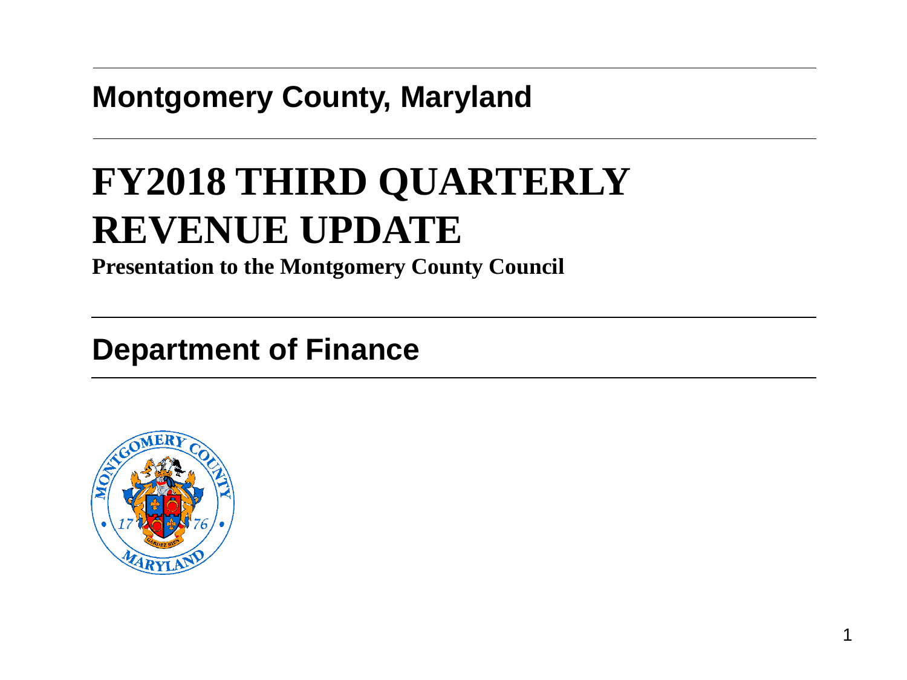**Montgomery County, Maryland**

# FY2018 THIRD QUARTERLY REVENUE UPDATE

**Presentation to the Montgomery County Council**

**Department of Finance**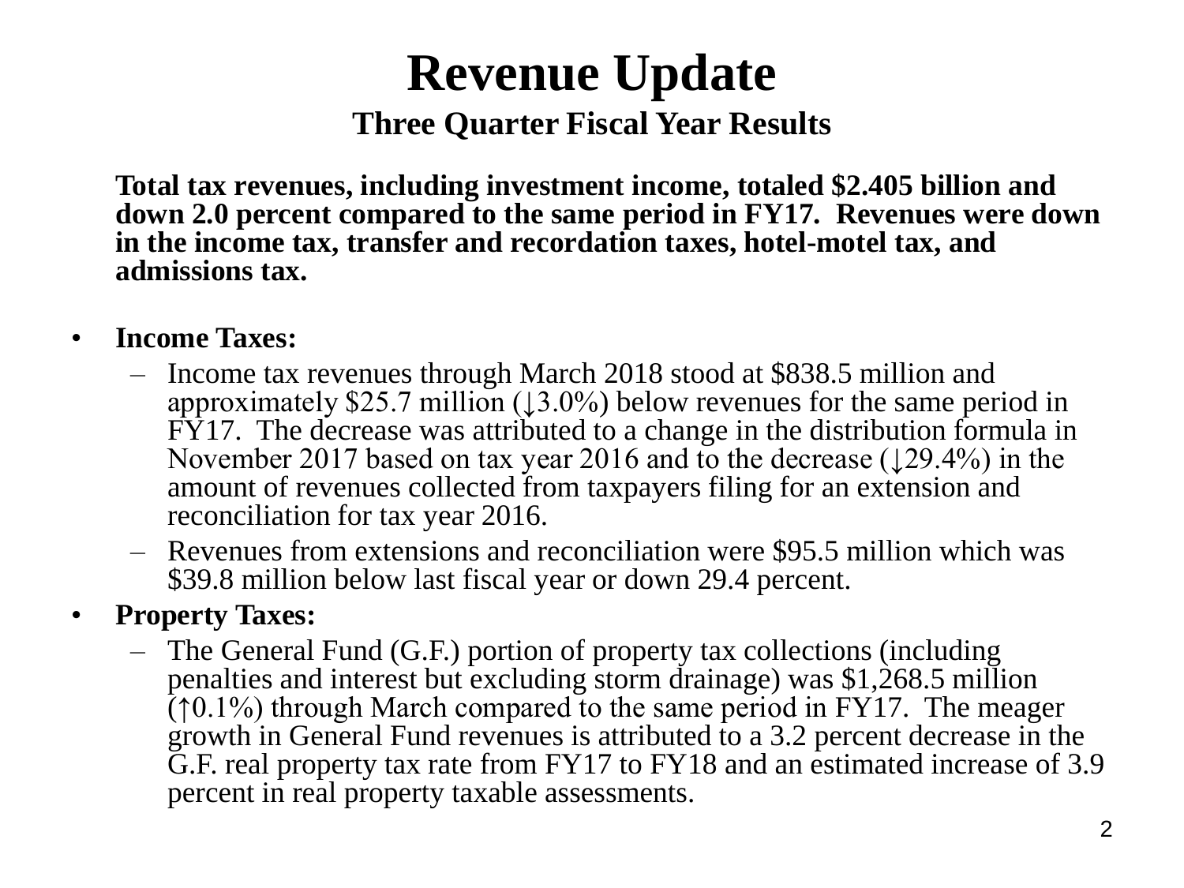# Revenue Update

## Three Quarter Fiscal Year Results

**Total tax revenues, including investment income, totaled $2.405 billion and down 2.0 percent compared to the same period in FY17. Revenues were down in the income tax, transfer and recordation taxes, hotel-motel tax, and admissions tax.**

- **Income Taxes:**
  - Income tax revenues through March 2018 stood at $838.5 million and approximately $25.7 million (↓3.0%) below revenues for the same period in FY17. The decrease was attributed to a change in the distribution formula in November 2017 based on tax year 2016 and to the decrease (↓29.4%) in the amount of revenues collected from taxpayers filing for an extension and reconciliation for tax year 2016.
  - Revenues from extensions and reconciliation were $95.5 million which was $39.8 million below last fiscal year or down 29.4 percent.
- **Property Taxes:**
  - The General Fund (G.F.) portion of property tax collections (including penalties and interest but excluding storm drainage) was $1,268.5 million (↑0.1%) through March compared to the same period in FY17. The meager growth in General Fund revenues is attributed to a 3.2 percent decrease in the G.F. real property tax rate from FY17 to FY18 and an estimated increase of 3.9 percent in real property taxable assessments.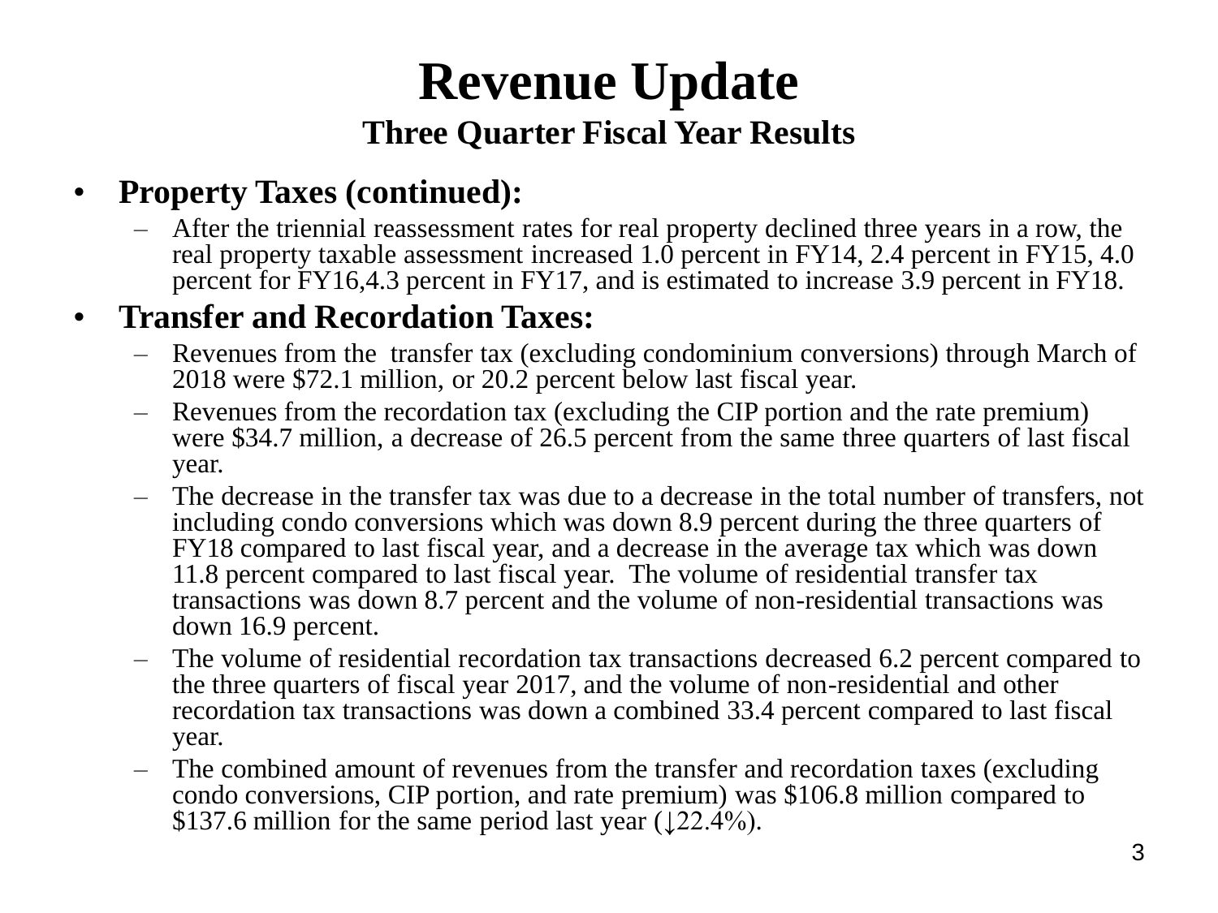# Revenue Update

## Three Quarter Fiscal Year Results

- **Property Taxes (continued):**
  - After the triennial reassessment rates for real property declined three years in a row, the real property taxable assessment increased 1.0 percent in FY14, 2.4 percent in FY15, 4.0 percent for FY16,4.3 percent in FY17, and is estimated to increase 3.9 percent in FY18.
- **Transfer and Recordation Taxes:**
  - Revenues from the transfer tax (excluding condominium conversions) through March of 2018 were $72.1 million, or 20.2 percent below last fiscal year.
  - Revenues from the recordation tax (excluding the CIP portion and the rate premium) were $34.7 million, a decrease of 26.5 percent from the same three quarters of last fiscal year.
  - The decrease in the transfer tax was due to a decrease in the total number of transfers, not including condo conversions which was down 8.9 percent during the three quarters of FY18 compared to last fiscal year, and a decrease in the average tax which was down 11.8 percent compared to last fiscal year. The volume of residential transfer tax transactions was down 8.7 percent and the volume of non-residential transactions was down 16.9 percent.
  - The volume of residential recordation tax transactions decreased 6.2 percent compared to the three quarters of fiscal year 2017, and the volume of non-residential and other recordation tax transactions was down a combined 33.4 percent compared to last fiscal year.
  - The combined amount of revenues from the transfer and recordation taxes (excluding condo conversions, CIP portion, and rate premium) was $106.8 million compared to $137.6 million for the same period last year (↓22.4%).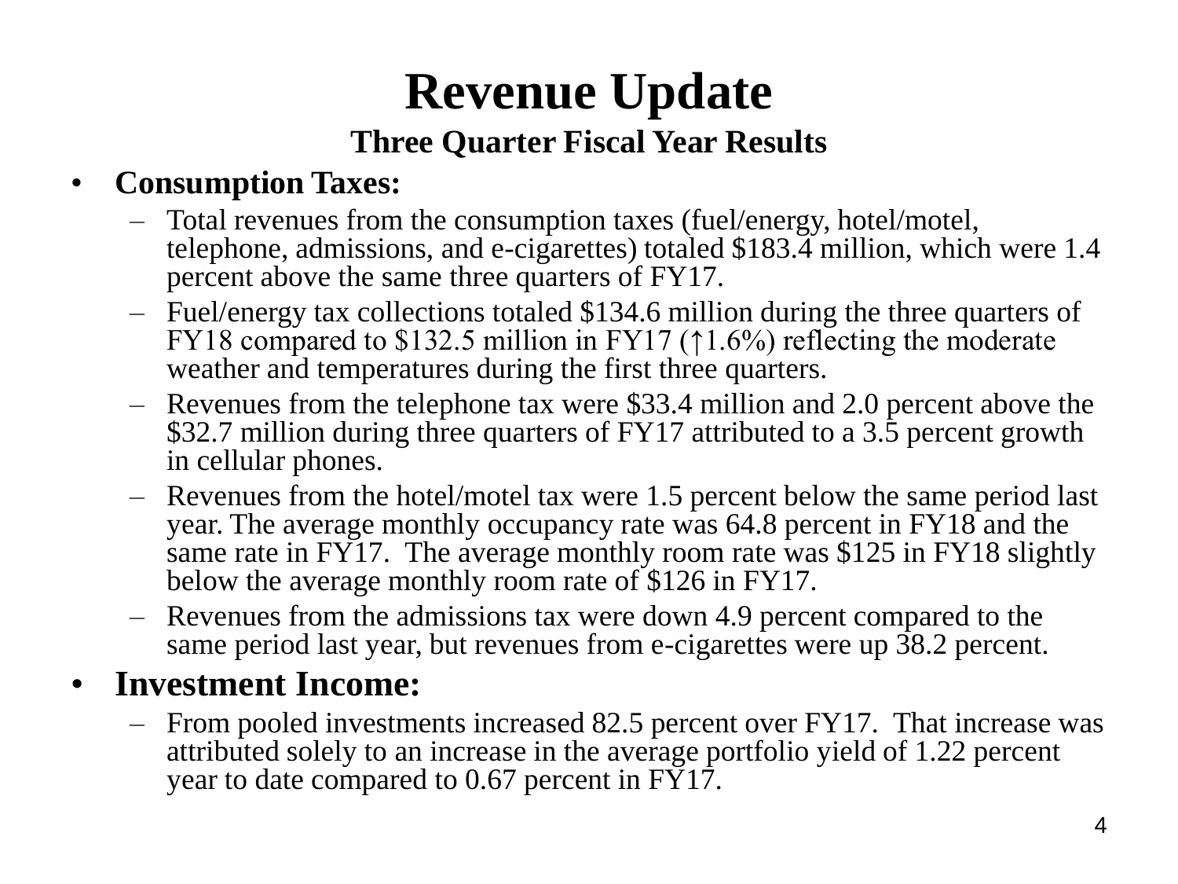# Revenue Update

### Three Quarter Fiscal Year Results

- **Consumption Taxes:**
  - Total revenues from the consumption taxes (fuel/energy, hotel/motel, telephone, admissions, and e-cigarettes) totaled $183.4 million, which were 1.4 percent above the same three quarters of FY17.
  - Fuel/energy tax collections totaled $134.6 million during the three quarters of FY18 compared to $132.5 million in FY17 (↑1.6%) reflecting the moderate weather and temperatures during the first three quarters.
  - Revenues from the telephone tax were $33.4 million and 2.0 percent above the $32.7 million during three quarters of FY17 attributed to a 3.5 percent growth in cellular phones.
  - Revenues from the hotel/motel tax were 1.5 percent below the same period last year. The average monthly occupancy rate was 64.8 percent in FY18 and the same rate in FY17. The average monthly room rate was $125 in FY18 slightly below the average monthly room rate of $126 in FY17.
  - Revenues from the admissions tax were down 4.9 percent compared to the same period last year, but revenues from e-cigarettes were up 38.2 percent.
- **Investment Income:**
  - From pooled investments increased 82.5 percent over FY17. That increase was attributed solely to an increase in the average portfolio yield of 1.22 percent year to date compared to 0.67 percent in FY17.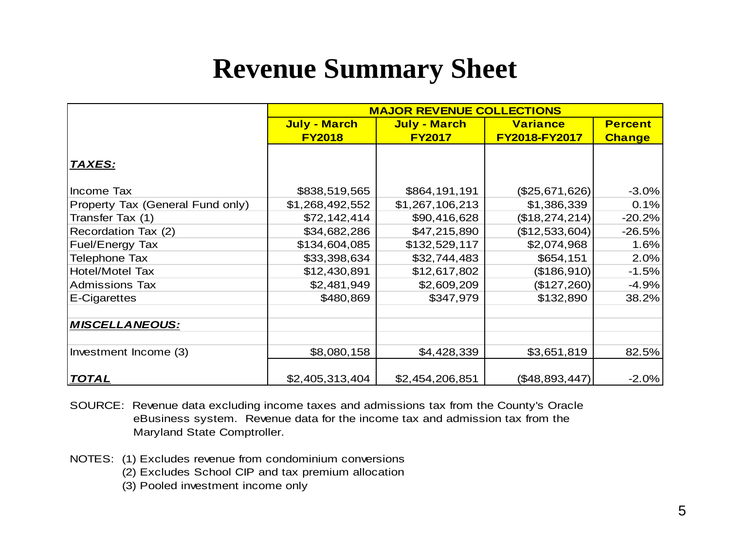# Revenue Summary Sheet

| | MAJOR REVENUE COLLECTIONS | | | |
|---|---|---|---|---|
| | **July - March FY2018** | **July - March FY2017** | **Variance FY2018-FY2017** | **Percent Change** |
| ***TAXES:*** | | | | |
| Income Tax | $838,519,565 | $864,191,191 | ($25,671,626) | -3.0% |
| Property Tax (General Fund only) | $1,268,492,552 | $1,267,106,213 | $1,386,339 | 0.1% |
| Transfer Tax (1) | $72,142,414 | $90,416,628 | ($18,274,214) | -20.2% |
| Recordation Tax (2) | $34,682,286 | $47,215,890 | ($12,533,604) | -26.5% |
| Fuel/Energy Tax | $134,604,085 | $132,529,117 | $2,074,968 | 1.6% |
| Telephone Tax | $33,398,634 | $32,744,483 | $654,151 | 2.0% |
| Hotel/Motel Tax | $12,430,891 | $12,617,802 | ($186,910) | -1.5% |
| Admissions Tax | $2,481,949 | $2,609,209 | ($127,260) | -4.9% |
| E-Cigarettes | $480,869 | $347,979 | $132,890 | 38.2% |
| ***MISCELLANEOUS:*** | | | | |
| Investment Income (3) | $8,080,158 | $4,428,339 | $3,651,819 | 82.5% |
| ***TOTAL*** | $2,405,313,404 | $2,454,206,851 | ($48,893,447) | -2.0% |

SOURCE: Revenue data excluding income taxes and admissions tax from the County's Oracle eBusiness system. Revenue data for the income tax and admission tax from the Maryland State Comptroller.

NOTES: (1) Excludes revenue from condominium conversions
(2) Excludes School CIP and tax premium allocation
(3) Pooled investment income only